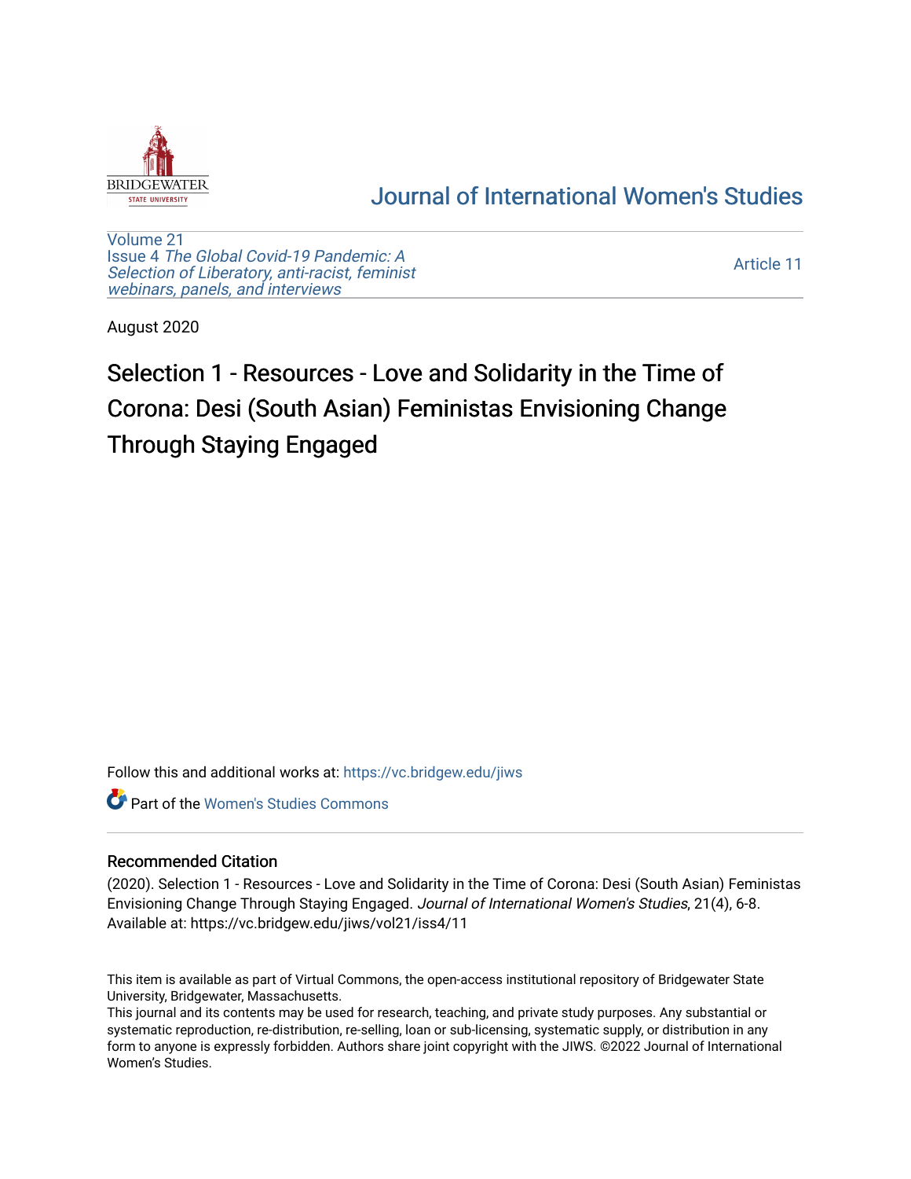# Journal of International Women's Studies

Volume 21
Issue 4 *The Global Covid-19 Pandemic: A Selection of Liberatory, anti-racist, feminist webinars, panels, and interviews*

Article 11

August 2020

# Selection 1 - Resources - Love and Solidarity in the Time of Corona: Desi (South Asian) Feministas Envisioning Change Through Staying Engaged

Follow this and additional works at: https://vc.bridgew.edu/jiws

Part of the Women's Studies Commons

## Recommended Citation

(2020). Selection 1 - Resources - Love and Solidarity in the Time of Corona: Desi (South Asian) Feministas Envisioning Change Through Staying Engaged. *Journal of International Women's Studies*, 21(4), 6-8.
Available at: https://vc.bridgew.edu/jiws/vol21/iss4/11

This item is available as part of Virtual Commons, the open-access institutional repository of Bridgewater State University, Bridgewater, Massachusetts.
This journal and its contents may be used for research, teaching, and private study purposes. Any substantial or systematic reproduction, re-distribution, re-selling, loan or sub-licensing, systematic supply, or distribution in any form to anyone is expressly forbidden. Authors share joint copyright with the JIWS. ©2022 Journal of International Women's Studies.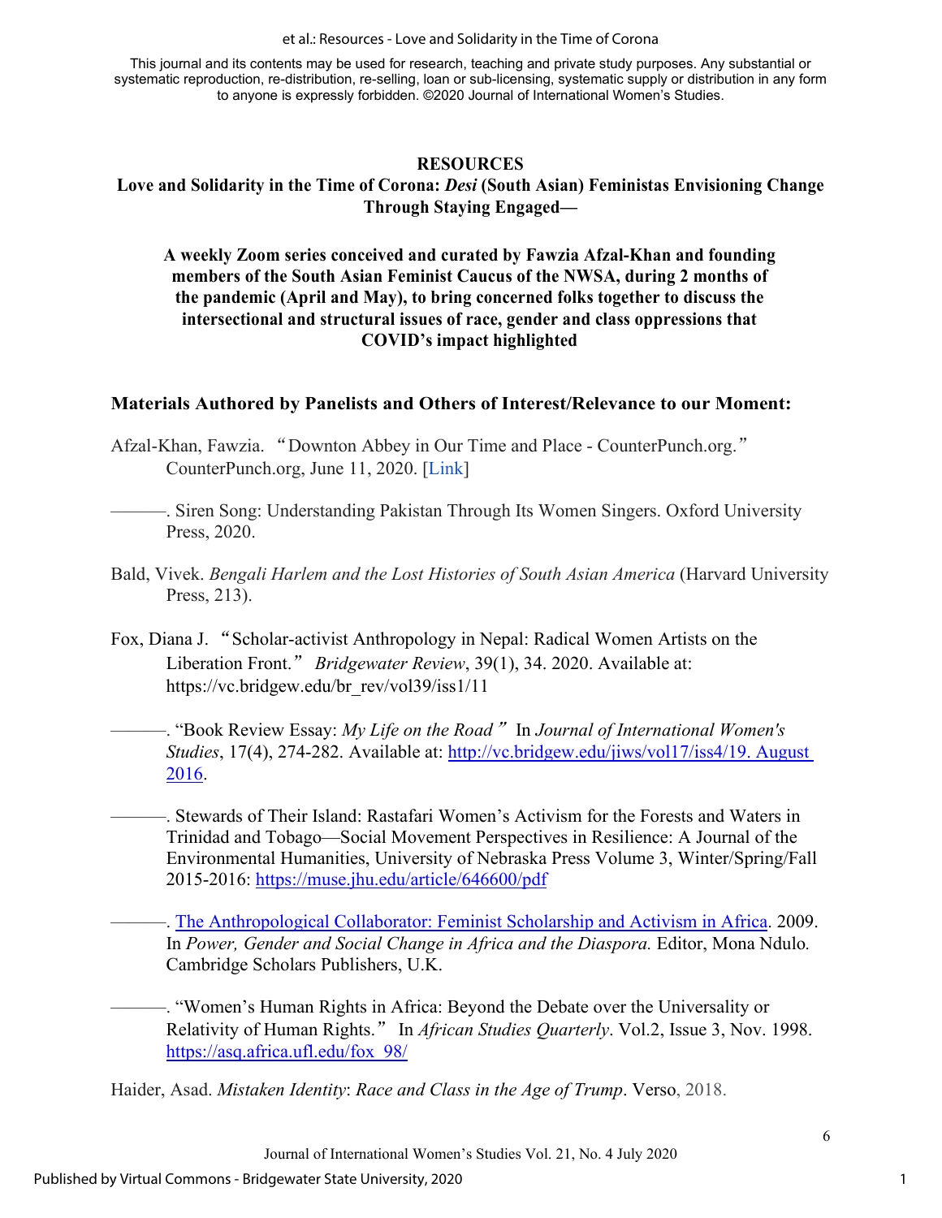**RESOURCES**

**Love and Solidarity in the Time of Corona: *Desi* (South Asian) Feministas Envisioning Change Through Staying Engaged—**

**A weekly Zoom series conceived and curated by Fawzia Afzal-Khan and founding members of the South Asian Feminist Caucus of the NWSA, during 2 months of the pandemic (April and May), to bring concerned folks together to discuss the intersectional and structural issues of race, gender and class oppressions that COVID's impact highlighted**

## Materials Authored by Panelists and Others of Interest/Relevance to our Moment:

Afzal-Khan, Fawzia. "Downton Abbey in Our Time and Place - CounterPunch.org." CounterPunch.org, June 11, 2020. [Link]

———. Siren Song: Understanding Pakistan Through Its Women Singers. Oxford University Press, 2020.

Bald, Vivek. *Bengali Harlem and the Lost Histories of South Asian America* (Harvard University Press, 213).

Fox, Diana J. "Scholar-activist Anthropology in Nepal: Radical Women Artists on the Liberation Front." *Bridgewater Review*, 39(1), 34. 2020. Available at: https://vc.bridgew.edu/br_rev/vol39/iss1/11

———. "Book Review Essay: *My Life on the Road*" In *Journal of International Women's Studies*, 17(4), 274-282. Available at: http://vc.bridgew.edu/jiws/vol17/iss4/19. August 2016.

———. Stewards of Their Island: Rastafari Women's Activism for the Forests and Waters in Trinidad and Tobago—Social Movement Perspectives in Resilience: A Journal of the Environmental Humanities, University of Nebraska Press Volume 3, Winter/Spring/Fall 2015-2016: https://muse.jhu.edu/article/646600/pdf

———. The Anthropological Collaborator: Feminist Scholarship and Activism in Africa. 2009. In *Power, Gender and Social Change in Africa and the Diaspora.* Editor, Mona Ndulo. Cambridge Scholars Publishers, U.K.

———. "Women's Human Rights in Africa: Beyond the Debate over the Universality or Relativity of Human Rights." In *African Studies Quarterly*. Vol.2, Issue 3, Nov. 1998. https://asq.africa.ufl.edu/fox_98/

Haider, Asad. *Mistaken Identity*: *Race and Class in the Age of Trump*. Verso, 2018.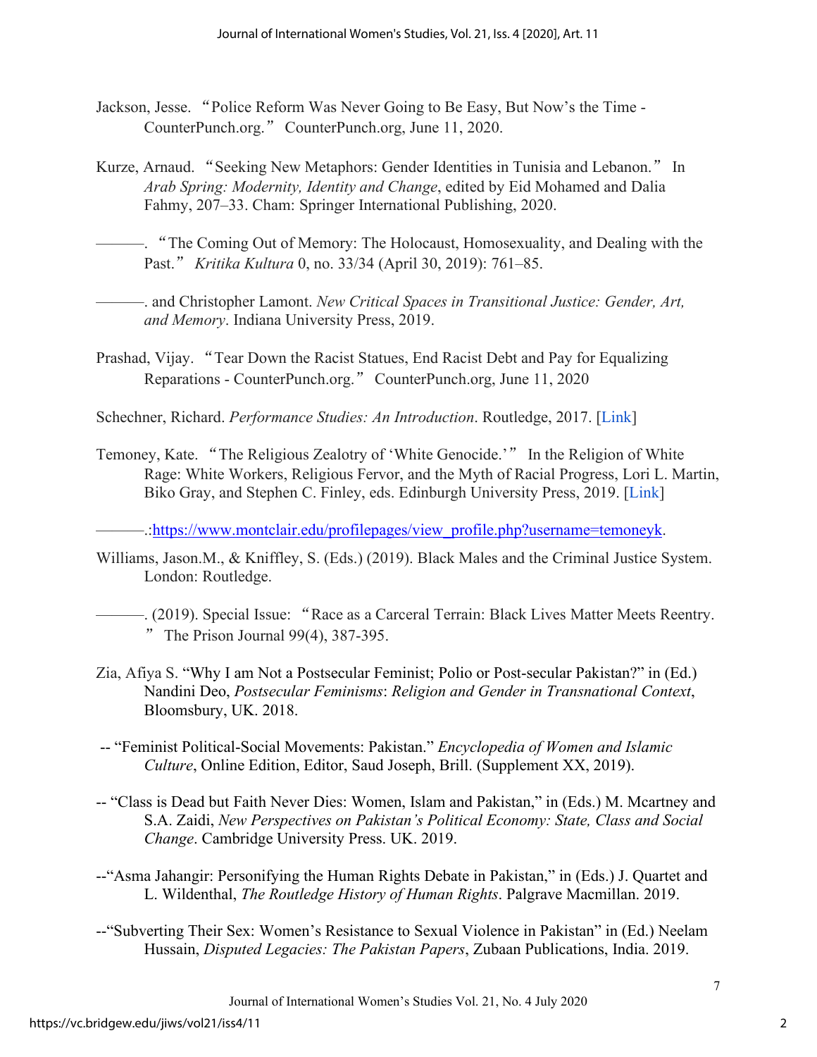Jackson, Jesse. "Police Reform Was Never Going to Be Easy, But Now's the Time - CounterPunch.org." CounterPunch.org, June 11, 2020.

Kurze, Arnaud. "Seeking New Metaphors: Gender Identities in Tunisia and Lebanon." In *Arab Spring: Modernity, Identity and Change*, edited by Eid Mohamed and Dalia Fahmy, 207–33. Cham: Springer International Publishing, 2020.

———. "The Coming Out of Memory: The Holocaust, Homosexuality, and Dealing with the Past." *Kritika Kultura* 0, no. 33/34 (April 30, 2019): 761–85.

———. and Christopher Lamont. *New Critical Spaces in Transitional Justice: Gender, Art, and Memory*. Indiana University Press, 2019.

Prashad, Vijay. "Tear Down the Racist Statues, End Racist Debt and Pay for Equalizing Reparations - CounterPunch.org." CounterPunch.org, June 11, 2020

Schechner, Richard. *Performance Studies: An Introduction*. Routledge, 2017. [Link]

Temoney, Kate. "The Religious Zealotry of 'White Genocide.'" In the Religion of White Rage: White Workers, Religious Fervor, and the Myth of Racial Progress, Lori L. Martin, Biko Gray, and Stephen C. Finley, eds. Edinburgh University Press, 2019. [Link]

———.:https://www.montclair.edu/profilepages/view_profile.php?username=temoneyk.

Williams, Jason.M., & Kniffley, S. (Eds.) (2019). Black Males and the Criminal Justice System. London: Routledge.

———. (2019). Special Issue: "Race as a Carceral Terrain: Black Lives Matter Meets Reentry." The Prison Journal 99(4), 387-395.

Zia, Afiya S. "Why I am Not a Postsecular Feminist; Polio or Post-secular Pakistan?" in (Ed.) Nandini Deo, *Postsecular Feminisms*: *Religion and Gender in Transnational Context*, Bloomsbury, UK. 2018.

-- "Feminist Political-Social Movements: Pakistan." *Encyclopedia of Women and Islamic Culture*, Online Edition, Editor, Saud Joseph, Brill. (Supplement XX, 2019).

-- "Class is Dead but Faith Never Dies: Women, Islam and Pakistan," in (Eds.) M. Mcartney and S.A. Zaidi, *New Perspectives on Pakistan's Political Economy: State, Class and Social Change*. Cambridge University Press. UK. 2019.

--"Asma Jahangir: Personifying the Human Rights Debate in Pakistan," in (Eds.) J. Quartet and L. Wildenthal, *The Routledge History of Human Rights*. Palgrave Macmillan. 2019.

--"Subverting Their Sex: Women's Resistance to Sexual Violence in Pakistan" in (Ed.) Neelam Hussain, *Disputed Legacies: The Pakistan Papers*, Zubaan Publications, India. 2019.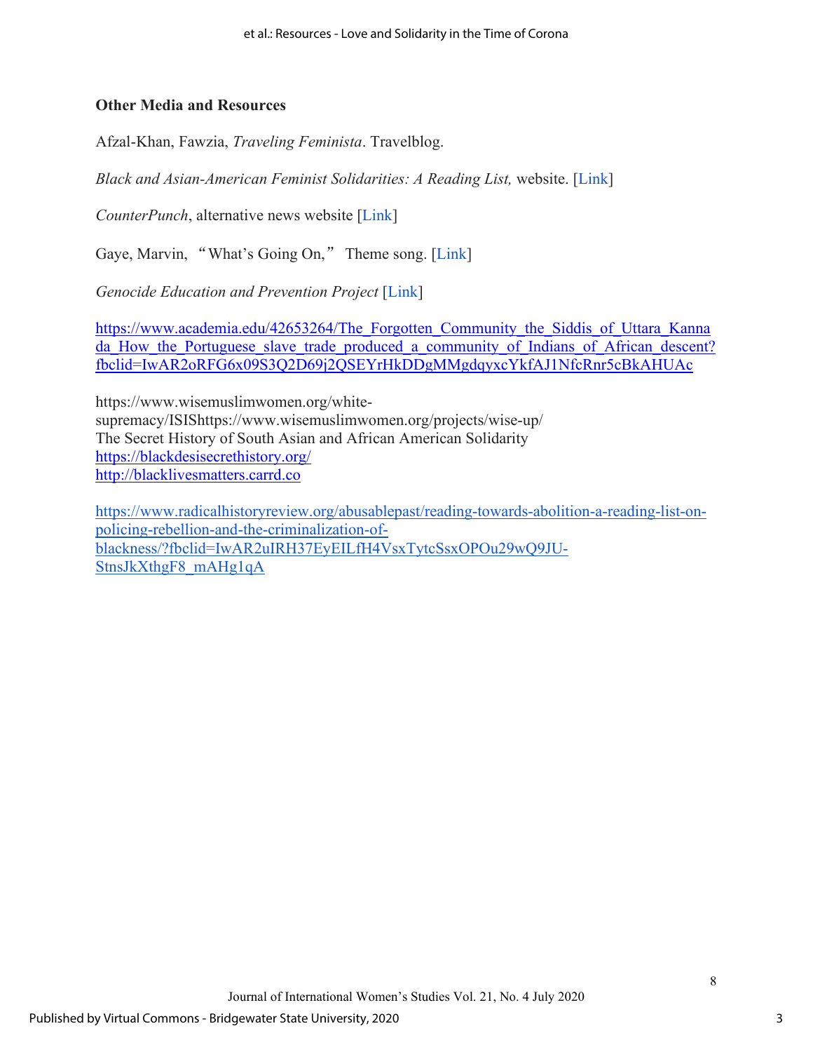### Other Media and Resources

Afzal-Khan, Fawzia, *Traveling Feminista*. Travelblog.

*Black and Asian-American Feminist Solidarities: A Reading List,* website. [Link]

*CounterPunch*, alternative news website [Link]

Gaye, Marvin, "What's Going On," Theme song. [Link]

*Genocide Education and Prevention Project* [Link]

https://www.academia.edu/42653264/The_Forgotten_Community_the_Siddis_of_Uttara_Kannada_How_the_Portuguese_slave_trade_produced_a_community_of_Indians_of_African_descent?fbclid=IwAR2oRFG6x09S3Q2D69j2QSEYrHkDDgMMgdqyxcYkfAJ1NfcRnr5cBkAHUAc

https://www.wisemuslimwomen.org/white-supremacy/ISIShttps://www.wisemuslimwomen.org/projects/wise-up/
The Secret History of South Asian and African American Solidarity
https://blackdesisecrethistory.org/
http://blacklivesmatters.carrd.co

https://www.radicalhistoryreview.org/abusablepast/reading-towards-abolition-a-reading-list-on-policing-rebellion-and-the-criminalization-of-blackness/?fbclid=IwAR2uIRH37EyEILfH4VsxTytcSsxOPOu29wQ9JU-StnsJkXthgF8_mAHg1qA